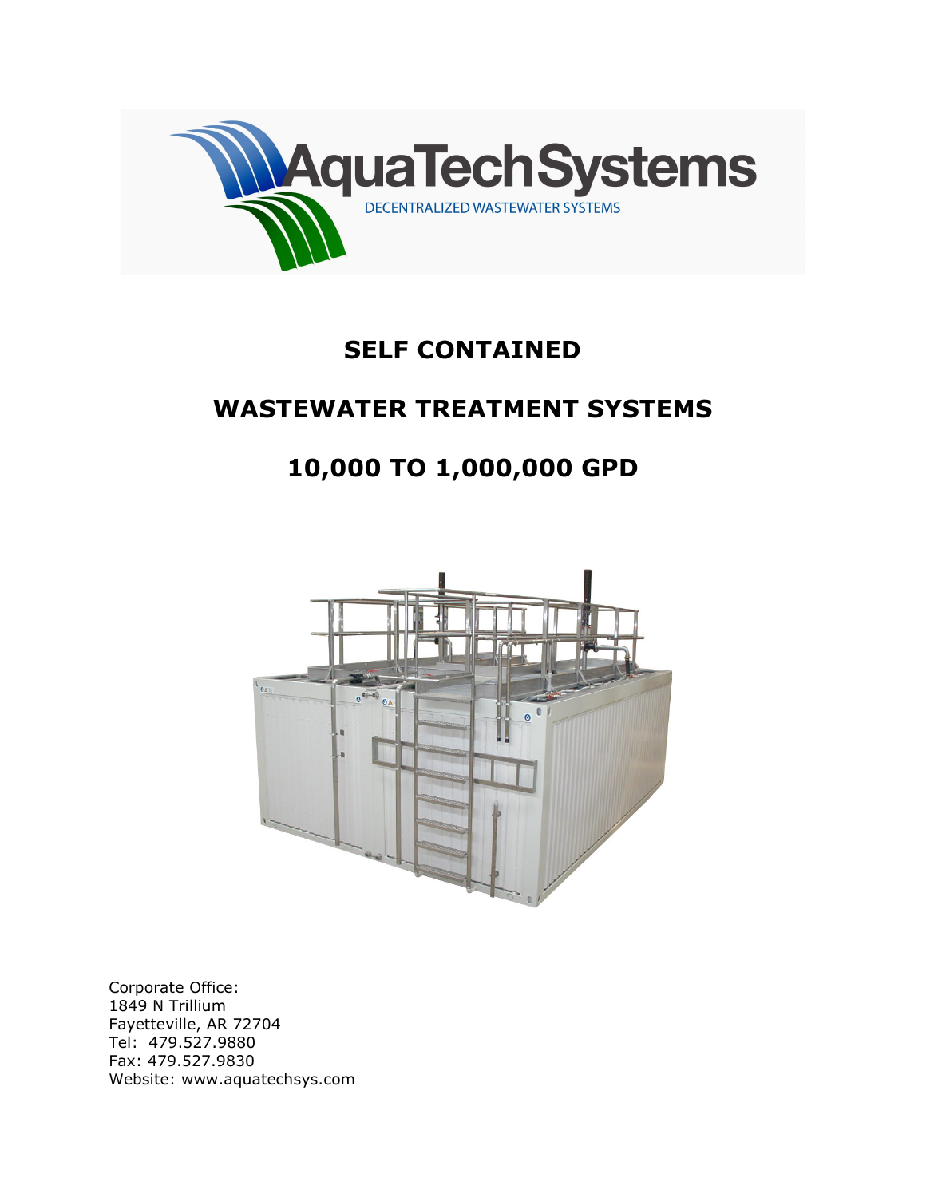AquaTechSystems

DECENTRALIZED WASTEWATER SYSTEMS

# SELF CONTAINED

# WASTEWATER TREATMENT SYSTEMS

# 10,000 TO 1,000,000 GPD

Corporate Office:
1849 N Trillium
Fayetteville, AR 72704
Tel: 479.527.9880
Fax: 479.527.9830
Website: www.aquatechsys.com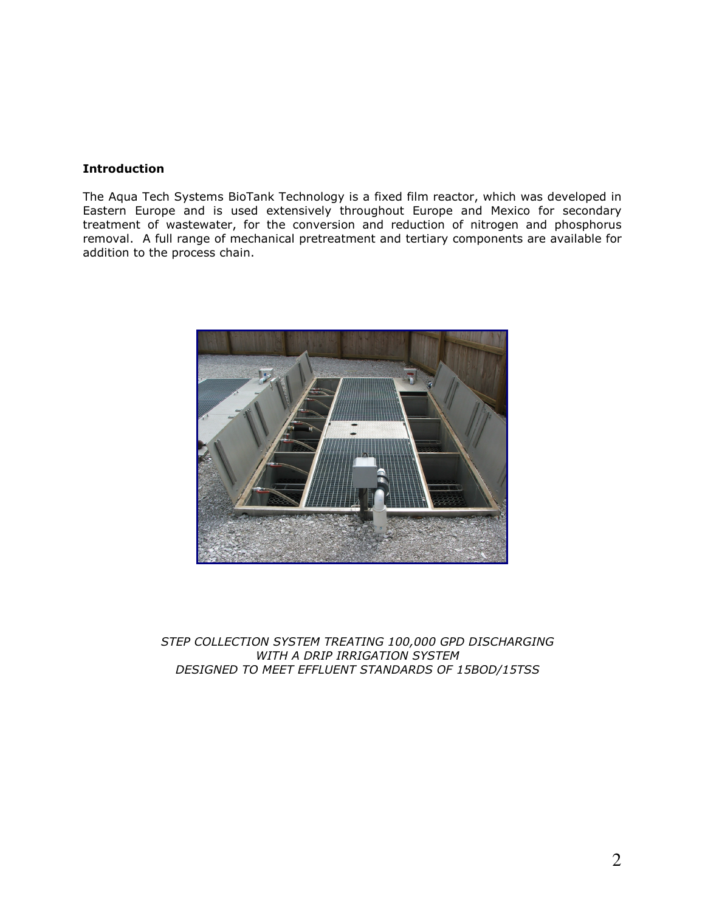**Introduction**

The Aqua Tech Systems BioTank Technology is a fixed film reactor, which was developed in Eastern Europe and is used extensively throughout Europe and Mexico for secondary treatment of wastewater, for the conversion and reduction of nitrogen and phosphorus removal. A full range of mechanical pretreatment and tertiary components are available for addition to the process chain.

*STEP COLLECTION SYSTEM TREATING 100,000 GPD DISCHARGING WITH A DRIP IRRIGATION SYSTEM DESIGNED TO MEET EFFLUENT STANDARDS OF 15BOD/15TSS*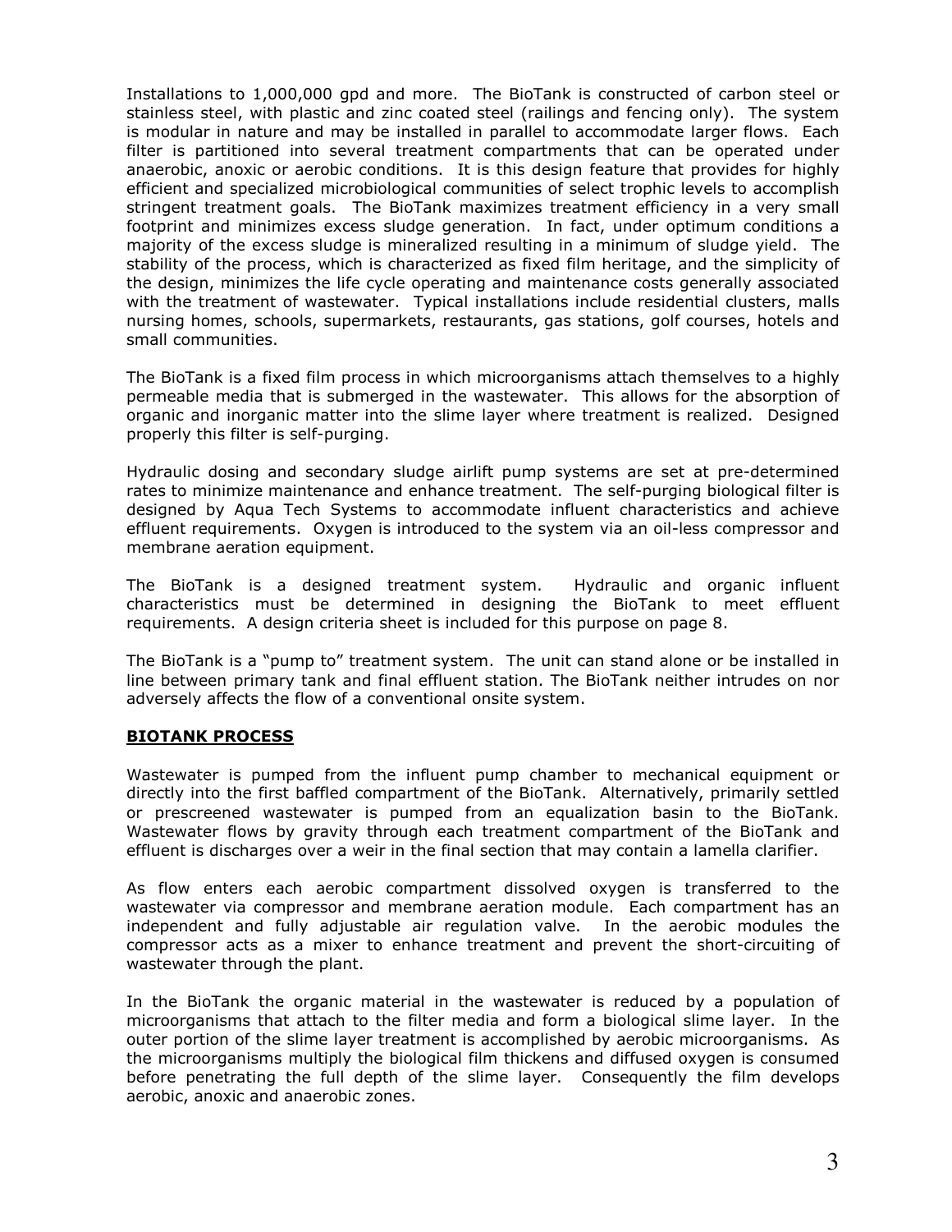Installations to 1,000,000 gpd and more. The BioTank is constructed of carbon steel or stainless steel, with plastic and zinc coated steel (railings and fencing only). The system is modular in nature and may be installed in parallel to accommodate larger flows. Each filter is partitioned into several treatment compartments that can be operated under anaerobic, anoxic or aerobic conditions. It is this design feature that provides for highly efficient and specialized microbiological communities of select trophic levels to accomplish stringent treatment goals. The BioTank maximizes treatment efficiency in a very small footprint and minimizes excess sludge generation. In fact, under optimum conditions a majority of the excess sludge is mineralized resulting in a minimum of sludge yield. The stability of the process, which is characterized as fixed film heritage, and the simplicity of the design, minimizes the life cycle operating and maintenance costs generally associated with the treatment of wastewater. Typical installations include residential clusters, malls nursing homes, schools, supermarkets, restaurants, gas stations, golf courses, hotels and small communities.

The BioTank is a fixed film process in which microorganisms attach themselves to a highly permeable media that is submerged in the wastewater. This allows for the absorption of organic and inorganic matter into the slime layer where treatment is realized. Designed properly this filter is self-purging.

Hydraulic dosing and secondary sludge airlift pump systems are set at pre-determined rates to minimize maintenance and enhance treatment. The self-purging biological filter is designed by Aqua Tech Systems to accommodate influent characteristics and achieve effluent requirements. Oxygen is introduced to the system via an oil-less compressor and membrane aeration equipment.

The BioTank is a designed treatment system. Hydraulic and organic influent characteristics must be determined in designing the BioTank to meet effluent requirements. A design criteria sheet is included for this purpose on page 8.

The BioTank is a "pump to" treatment system. The unit can stand alone or be installed in line between primary tank and final effluent station. The BioTank neither intrudes on nor adversely affects the flow of a conventional onsite system.

## BIOTANK PROCESS

Wastewater is pumped from the influent pump chamber to mechanical equipment or directly into the first baffled compartment of the BioTank. Alternatively, primarily settled or prescreened wastewater is pumped from an equalization basin to the BioTank. Wastewater flows by gravity through each treatment compartment of the BioTank and effluent is discharges over a weir in the final section that may contain a lamella clarifier.

As flow enters each aerobic compartment dissolved oxygen is transferred to the wastewater via compressor and membrane aeration module. Each compartment has an independent and fully adjustable air regulation valve. In the aerobic modules the compressor acts as a mixer to enhance treatment and prevent the short-circuiting of wastewater through the plant.

In the BioTank the organic material in the wastewater is reduced by a population of microorganisms that attach to the filter media and form a biological slime layer. In the outer portion of the slime layer treatment is accomplished by aerobic microorganisms. As the microorganisms multiply the biological film thickens and diffused oxygen is consumed before penetrating the full depth of the slime layer. Consequently the film develops aerobic, anoxic and anaerobic zones.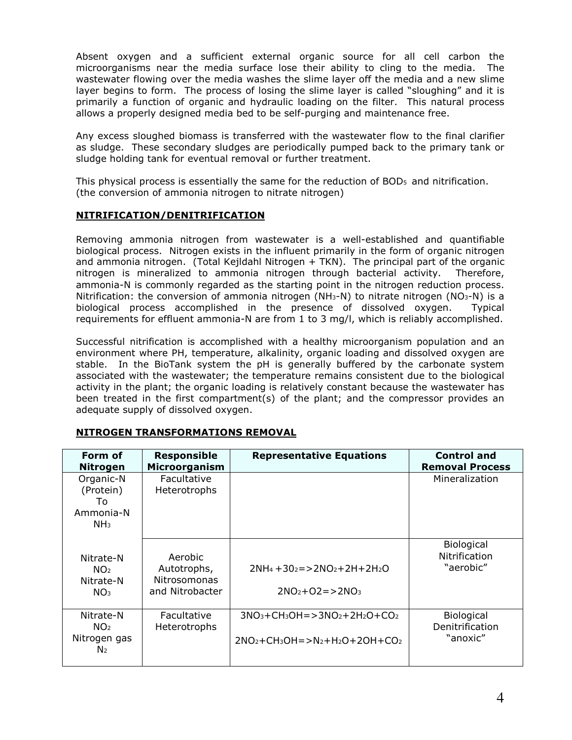Absent oxygen and a sufficient external organic source for all cell carbon the microorganisms near the media surface lose their ability to cling to the media. The wastewater flowing over the media washes the slime layer off the media and a new slime layer begins to form. The process of losing the slime layer is called "sloughing" and it is primarily a function of organic and hydraulic loading on the filter. This natural process allows a properly designed media bed to be self-purging and maintenance free.

Any excess sloughed biomass is transferred with the wastewater flow to the final clarifier as sludge. These secondary sludges are periodically pumped back to the primary tank or sludge holding tank for eventual removal or further treatment.

This physical process is essentially the same for the reduction of $BOD_5$ and nitrification. (the conversion of ammonia nitrogen to nitrate nitrogen)

## NITRIFICATION/DENITRIFICATION

Removing ammonia nitrogen from wastewater is a well-established and quantifiable biological process. Nitrogen exists in the influent primarily in the form of organic nitrogen and ammonia nitrogen. (Total Kejldahl Nitrogen + TKN). The principal part of the organic nitrogen is mineralized to ammonia nitrogen through bacterial activity. Therefore, ammonia-N is commonly regarded as the starting point in the nitrogen reduction process. Nitrification: the conversion of ammonia nitrogen ($NH_3$-N) to nitrate nitrogen ($NO_3$-N) is a biological process accomplished in the presence of dissolved oxygen. Typical requirements for effluent ammonia-N are from 1 to 3 mg/l, which is reliably accomplished.

Successful nitrification is accomplished with a healthy microorganism population and an environment where PH, temperature, alkalinity, organic loading and dissolved oxygen are stable. In the BioTank system the pH is generally buffered by the carbonate system associated with the wastewater; the temperature remains consistent due to the biological activity in the plant; the organic loading is relatively constant because the wastewater has been treated in the first compartment(s) of the plant; and the compressor provides an adequate supply of dissolved oxygen.

## NITROGEN TRANSFORMATIONS REMOVAL

| Form of Nitrogen | Responsible Microorganism | Representative Equations | Control and Removal Process |
|---|---|---|---|
| Organic-N (Protein) To Ammonia-N $NH_3$ | Facultative Heterotrophs | | Mineralization |
| Nitrate-N $NO_2$ Nitrate-N $NO_3$ | Aerobic Autotrophs, Nitrosomonas and Nitrobacter | $2NH_4 + 3O_2 => 2NO_2 + 2H + 2H_2O$<br>$2NO_2 + O2 => 2NO_3$ | Biological Nitrification "aerobic" |
| Nitrate-N $NO_2$ Nitrogen gas $N_2$ | Facultative Heterotrophs | $3NO_3 + CH_3OH => 3NO_2 + 2H_2O + CO_2$<br>$2NO_2 + CH_3OH => N_2 + H_2O + 2OH + CO_2$ | Biological Denitrification "anoxic" |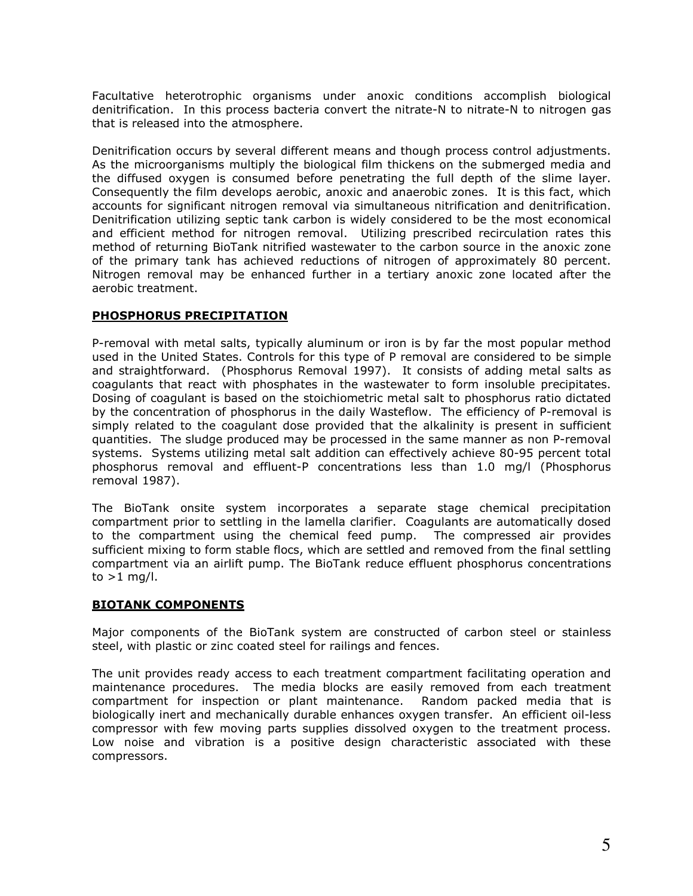Facultative heterotrophic organisms under anoxic conditions accomplish biological denitrification. In this process bacteria convert the nitrate-N to nitrate-N to nitrogen gas that is released into the atmosphere.

Denitrification occurs by several different means and though process control adjustments. As the microorganisms multiply the biological film thickens on the submerged media and the diffused oxygen is consumed before penetrating the full depth of the slime layer. Consequently the film develops aerobic, anoxic and anaerobic zones. It is this fact, which accounts for significant nitrogen removal via simultaneous nitrification and denitrification. Denitrification utilizing septic tank carbon is widely considered to be the most economical and efficient method for nitrogen removal. Utilizing prescribed recirculation rates this method of returning BioTank nitrified wastewater to the carbon source in the anoxic zone of the primary tank has achieved reductions of nitrogen of approximately 80 percent. Nitrogen removal may be enhanced further in a tertiary anoxic zone located after the aerobic treatment.

## PHOSPHORUS PRECIPITATION

P-removal with metal salts, typically aluminum or iron is by far the most popular method used in the United States. Controls for this type of P removal are considered to be simple and straightforward. (Phosphorus Removal 1997). It consists of adding metal salts as coagulants that react with phosphates in the wastewater to form insoluble precipitates. Dosing of coagulant is based on the stoichiometric metal salt to phosphorus ratio dictated by the concentration of phosphorus in the daily Wasteflow. The efficiency of P-removal is simply related to the coagulant dose provided that the alkalinity is present in sufficient quantities. The sludge produced may be processed in the same manner as non P-removal systems. Systems utilizing metal salt addition can effectively achieve 80-95 percent total phosphorus removal and effluent-P concentrations less than 1.0 mg/l (Phosphorus removal 1987).

The BioTank onsite system incorporates a separate stage chemical precipitation compartment prior to settling in the lamella clarifier. Coagulants are automatically dosed to the compartment using the chemical feed pump. The compressed air provides sufficient mixing to form stable flocs, which are settled and removed from the final settling compartment via an airlift pump. The BioTank reduce effluent phosphorus concentrations to >1 mg/l.

## BIOTANK COMPONENTS

Major components of the BioTank system are constructed of carbon steel or stainless steel, with plastic or zinc coated steel for railings and fences.

The unit provides ready access to each treatment compartment facilitating operation and maintenance procedures. The media blocks are easily removed from each treatment compartment for inspection or plant maintenance. Random packed media that is biologically inert and mechanically durable enhances oxygen transfer. An efficient oil-less compressor with few moving parts supplies dissolved oxygen to the treatment process. Low noise and vibration is a positive design characteristic associated with these compressors.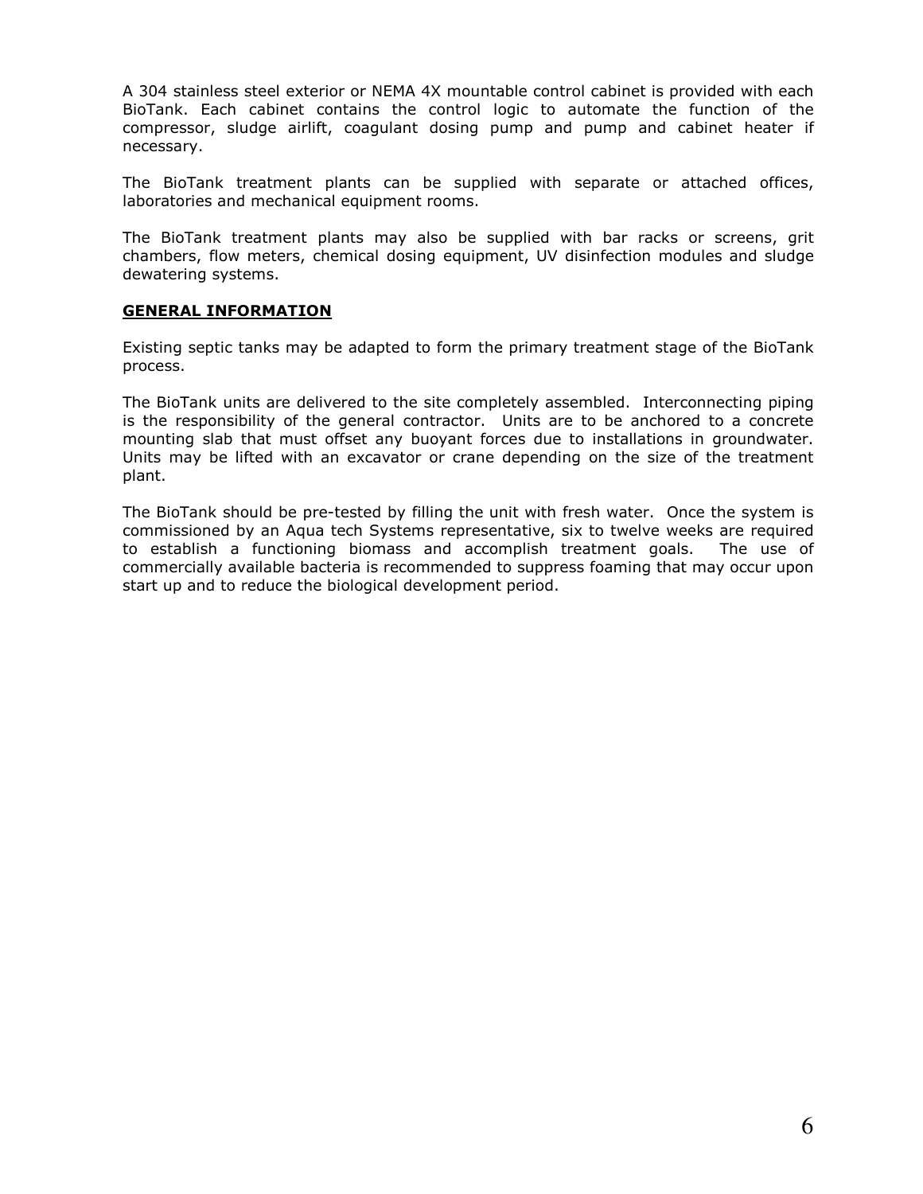A 304 stainless steel exterior or NEMA 4X mountable control cabinet is provided with each BioTank. Each cabinet contains the control logic to automate the function of the compressor, sludge airlift, coagulant dosing pump and pump and cabinet heater if necessary.

The BioTank treatment plants can be supplied with separate or attached offices, laboratories and mechanical equipment rooms.

The BioTank treatment plants may also be supplied with bar racks or screens, grit chambers, flow meters, chemical dosing equipment, UV disinfection modules and sludge dewatering systems.

## GENERAL INFORMATION

Existing septic tanks may be adapted to form the primary treatment stage of the BioTank process.

The BioTank units are delivered to the site completely assembled. Interconnecting piping is the responsibility of the general contractor. Units are to be anchored to a concrete mounting slab that must offset any buoyant forces due to installations in groundwater. Units may be lifted with an excavator or crane depending on the size of the treatment plant.

The BioTank should be pre-tested by filling the unit with fresh water. Once the system is commissioned by an Aqua tech Systems representative, six to twelve weeks are required to establish a functioning biomass and accomplish treatment goals. The use of commercially available bacteria is recommended to suppress foaming that may occur upon start up and to reduce the biological development period.